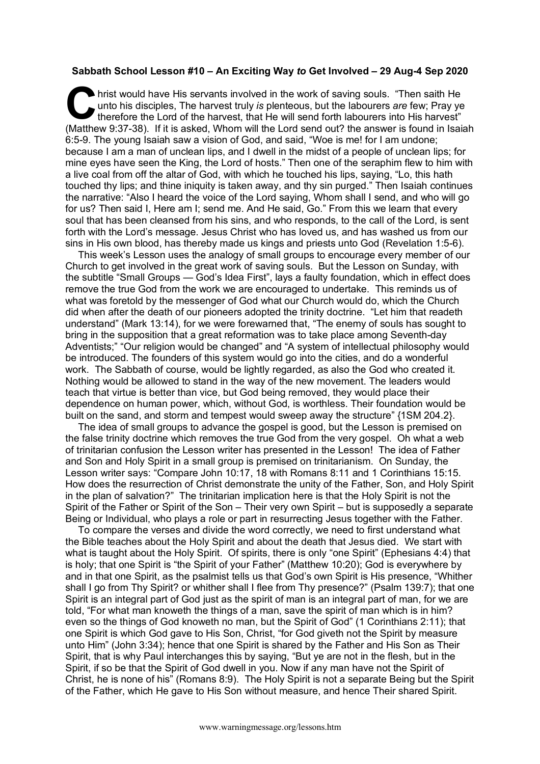**Sabbath School Lesson #10 – An Exciting Way *to* Get Involved – 29 Aug-4 Sep 2020**

Christ would have His servants involved in the work of saving souls. "Then saith He unto his disciples, The harvest truly *is* plenteous, but the labourers *are* few; Pray ye therefore the Lord of the harvest, that He will send forth labourers into His harvest" (Matthew 9:37-38). If it is asked, Whom will the Lord send out? the answer is found in Isaiah 6:5-9. The young Isaiah saw a vision of God, and said, "Woe is me! for I am undone; because I am a man of unclean lips, and I dwell in the midst of a people of unclean lips; for mine eyes have seen the King, the Lord of hosts." Then one of the seraphim flew to him with a live coal from off the altar of God, with which he touched his lips, saying, "Lo, this hath touched thy lips; and thine iniquity is taken away, and thy sin purged." Then Isaiah continues the narrative: "Also I heard the voice of the Lord saying, Whom shall I send, and who will go for us? Then said I, Here am I; send me. And He said, Go." From this we learn that every soul that has been cleansed from his sins, and who responds, to the call of the Lord, is sent forth with the Lord's message. Jesus Christ who has loved us, and has washed us from our sins in His own blood, has thereby made us kings and priests unto God (Revelation 1:5-6).

This week's Lesson uses the analogy of small groups to encourage every member of our Church to get involved in the great work of saving souls. But the Lesson on Sunday, with the subtitle "Small Groups — God's Idea First", lays a faulty foundation, which in effect does remove the true God from the work we are encouraged to undertake. This reminds us of what was foretold by the messenger of God what our Church would do, which the Church did when after the death of our pioneers adopted the trinity doctrine. "Let him that readeth understand" (Mark 13:14), for we were forewarned that, "The enemy of souls has sought to bring in the supposition that a great reformation was to take place among Seventh-day Adventists;" "Our religion would be changed" and "A system of intellectual philosophy would be introduced. The founders of this system would go into the cities, and do a wonderful work. The Sabbath of course, would be lightly regarded, as also the God who created it. Nothing would be allowed to stand in the way of the new movement. The leaders would teach that virtue is better than vice, but God being removed, they would place their dependence on human power, which, without God, is worthless. Their foundation would be built on the sand, and storm and tempest would sweep away the structure" {1SM 204.2}.

The idea of small groups to advance the gospel is good, but the Lesson is premised on the false trinity doctrine which removes the true God from the very gospel. Oh what a web of trinitarian confusion the Lesson writer has presented in the Lesson! The idea of Father and Son and Holy Spirit in a small group is premised on trinitarianism. On Sunday, the Lesson writer says: "Compare John 10:17, 18 with Romans 8:11 and 1 Corinthians 15:15. How does the resurrection of Christ demonstrate the unity of the Father, Son, and Holy Spirit in the plan of salvation?" The trinitarian implication here is that the Holy Spirit is not the Spirit of the Father or Spirit of the Son – Their very own Spirit – but is supposedly a separate Being or Individual, who plays a role or part in resurrecting Jesus together with the Father.

To compare the verses and divide the word correctly, we need to first understand what the Bible teaches about the Holy Spirit and about the death that Jesus died. We start with what is taught about the Holy Spirit. Of spirits, there is only "one Spirit" (Ephesians 4:4) that is holy; that one Spirit is "the Spirit of your Father" (Matthew 10:20); God is everywhere by and in that one Spirit, as the psalmist tells us that God's own Spirit is His presence, "Whither shall I go from Thy Spirit? or whither shall I flee from Thy presence?" (Psalm 139:7); that one Spirit is an integral part of God just as the spirit of man is an integral part of man, for we are told, "For what man knoweth the things of a man, save the spirit of man which is in him? even so the things of God knoweth no man, but the Spirit of God" (1 Corinthians 2:11); that one Spirit is which God gave to His Son, Christ, "for God giveth not the Spirit by measure unto Him" (John 3:34); hence that one Spirit is shared by the Father and His Son as Their Spirit, that is why Paul interchanges this by saying, "But ye are not in the flesh, but in the Spirit, if so be that the Spirit of God dwell in you. Now if any man have not the Spirit of Christ, he is none of his" (Romans 8:9). The Holy Spirit is not a separate Being but the Spirit of the Father, which He gave to His Son without measure, and hence Their shared Spirit.

www.warningmessage.org/lessons.htm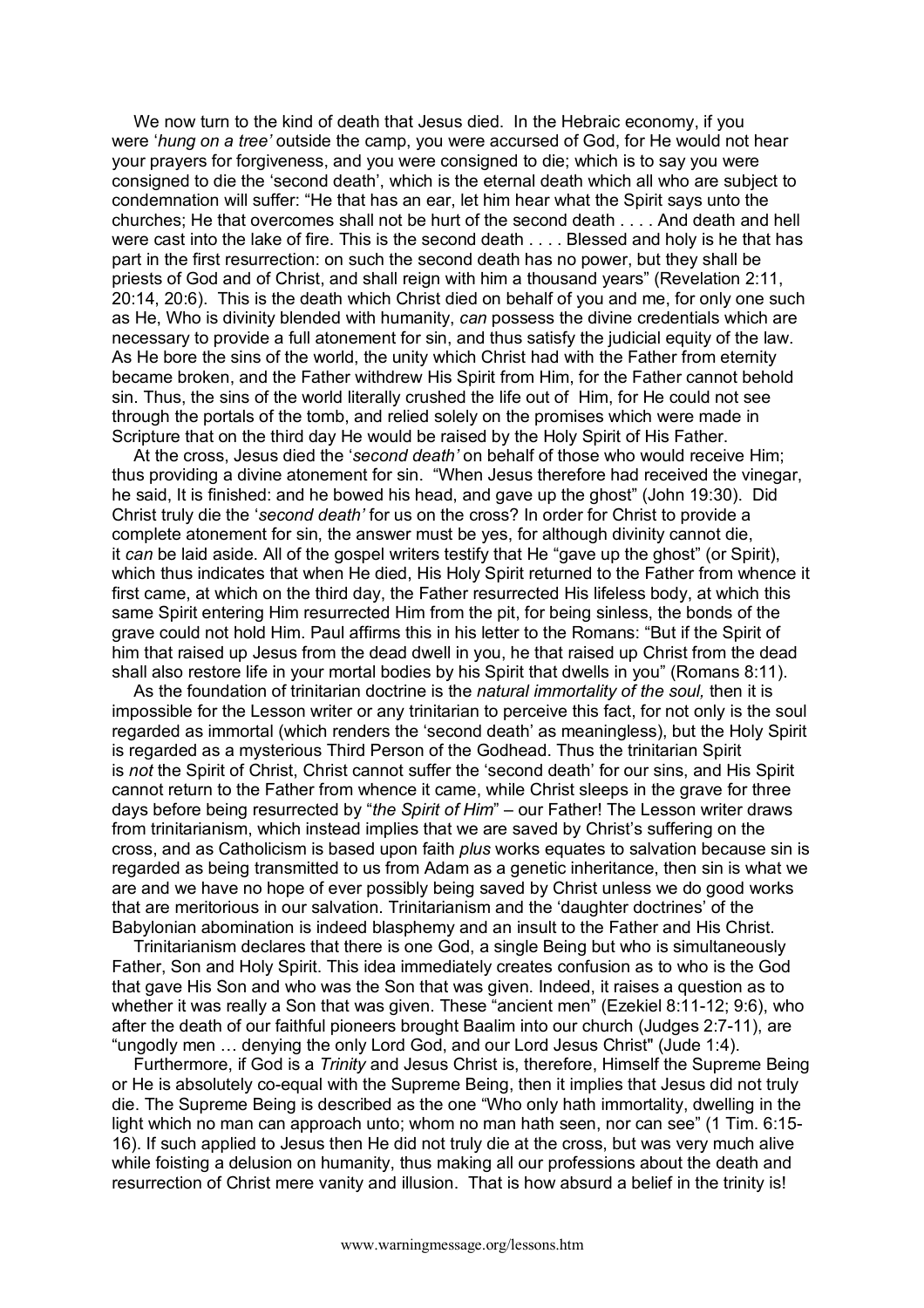We now turn to the kind of death that Jesus died. In the Hebraic economy, if you were '*hung on a tree*' outside the camp, you were accursed of God, for He would not hear your prayers for forgiveness, and you were consigned to die; which is to say you were consigned to die the 'second death', which is the eternal death which all who are subject to condemnation will suffer: "He that has an ear, let him hear what the Spirit says unto the churches; He that overcomes shall not be hurt of the second death . . . . And death and hell were cast into the lake of fire. This is the second death . . . . Blessed and holy is he that has part in the first resurrection: on such the second death has no power, but they shall be priests of God and of Christ, and shall reign with him a thousand years" (Revelation 2:11, 20:14, 20:6). This is the death which Christ died on behalf of you and me, for only one such as He, Who is divinity blended with humanity, *can* possess the divine credentials which are necessary to provide a full atonement for sin, and thus satisfy the judicial equity of the law. As He bore the sins of the world, the unity which Christ had with the Father from eternity became broken, and the Father withdrew His Spirit from Him, for the Father cannot behold sin. Thus, the sins of the world literally crushed the life out of Him, for He could not see through the portals of the tomb, and relied solely on the promises which were made in Scripture that on the third day He would be raised by the Holy Spirit of His Father.

At the cross, Jesus died the '*second death*' on behalf of those who would receive Him; thus providing a divine atonement for sin. "When Jesus therefore had received the vinegar, he said, It is finished: and he bowed his head, and gave up the ghost" (John 19:30). Did Christ truly die the '*second death*' for us on the cross? In order for Christ to provide a complete atonement for sin, the answer must be yes, for although divinity cannot die, it *can* be laid aside. All of the gospel writers testify that He "gave up the ghost" (or Spirit), which thus indicates that when He died, His Holy Spirit returned to the Father from whence it first came, at which on the third day, the Father resurrected His lifeless body, at which this same Spirit entering Him resurrected Him from the pit, for being sinless, the bonds of the grave could not hold Him. Paul affirms this in his letter to the Romans: "But if the Spirit of him that raised up Jesus from the dead dwell in you, he that raised up Christ from the dead shall also restore life in your mortal bodies by his Spirit that dwells in you" (Romans 8:11).

As the foundation of trinitarian doctrine is the *natural immortality of the soul,* then it is impossible for the Lesson writer or any trinitarian to perceive this fact, for not only is the soul regarded as immortal (which renders the 'second death' as meaningless), but the Holy Spirit is regarded as a mysterious Third Person of the Godhead. Thus the trinitarian Spirit is *not* the Spirit of Christ, Christ cannot suffer the 'second death' for our sins, and His Spirit cannot return to the Father from whence it came, while Christ sleeps in the grave for three days before being resurrected by "*the Spirit of Him*" – our Father! The Lesson writer draws from trinitarianism, which instead implies that we are saved by Christ's suffering on the cross, and as Catholicism is based upon faith *plus* works equates to salvation because sin is regarded as being transmitted to us from Adam as a genetic inheritance, then sin is what we are and we have no hope of ever possibly being saved by Christ unless we do good works that are meritorious in our salvation. Trinitarianism and the 'daughter doctrines' of the Babylonian abomination is indeed blasphemy and an insult to the Father and His Christ.

Trinitarianism declares that there is one God, a single Being but who is simultaneously Father, Son and Holy Spirit. This idea immediately creates confusion as to who is the God that gave His Son and who was the Son that was given. Indeed, it raises a question as to whether it was really a Son that was given. These "ancient men" (Ezekiel 8:11-12; 9:6), who after the death of our faithful pioneers brought Baalim into our church (Judges 2:7-11), are "ungodly men … denying the only Lord God, and our Lord Jesus Christ" (Jude 1:4).

Furthermore, if God is a *Trinity* and Jesus Christ is, therefore, Himself the Supreme Being or He is absolutely co-equal with the Supreme Being, then it implies that Jesus did not truly die. The Supreme Being is described as the one "Who only hath immortality, dwelling in the light which no man can approach unto; whom no man hath seen, nor can see" (1 Tim. 6:15-16). If such applied to Jesus then He did not truly die at the cross, but was very much alive while foisting a delusion on humanity, thus making all our professions about the death and resurrection of Christ mere vanity and illusion. That is how absurd a belief in the trinity is!

www.warningmessage.org/lessons.htm